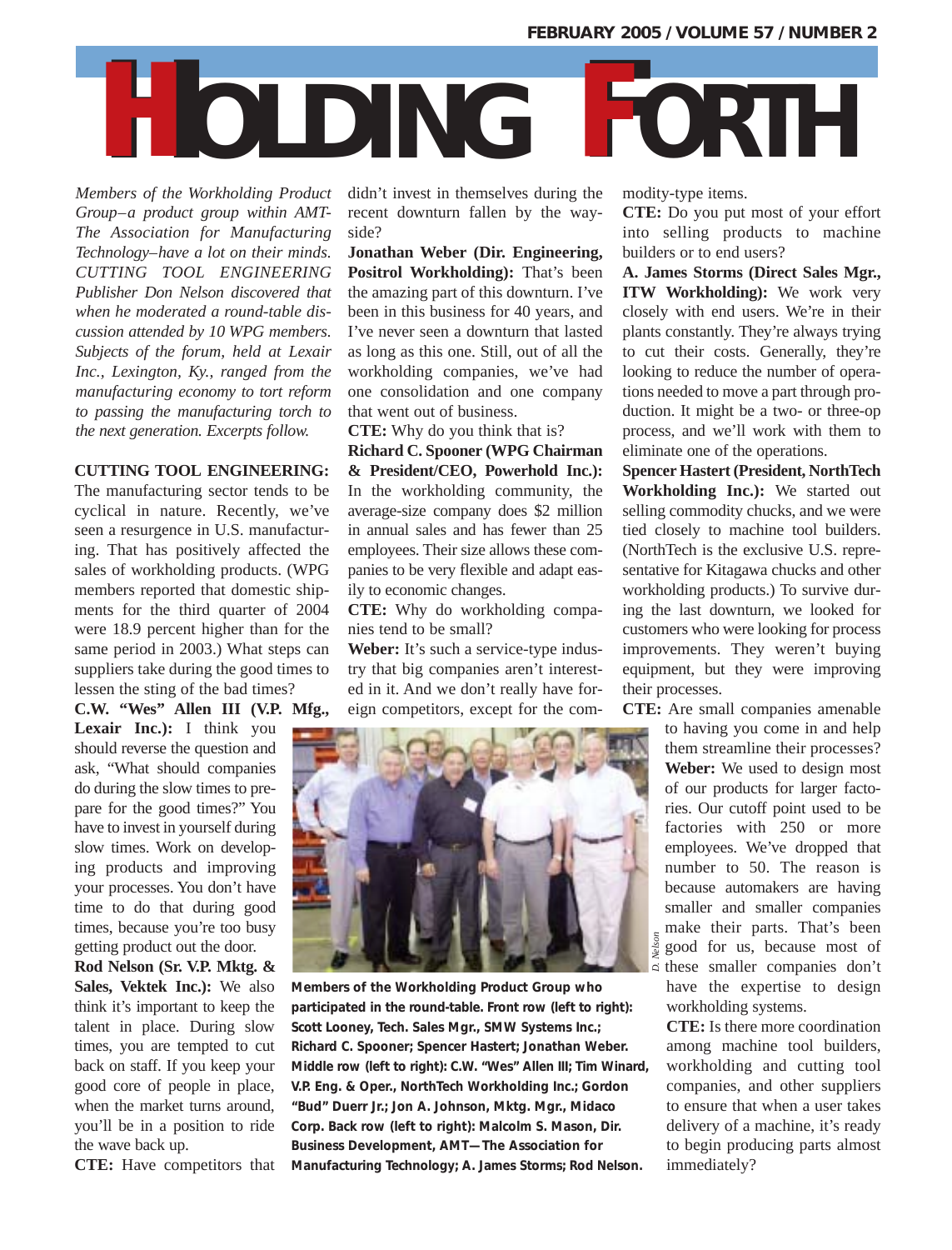# HOLDING FORTH

*Members of the Workholding Product Group–a product group within AMT-The Association for Manufacturing Technology–have a lot on their minds. CUTTING TOOL ENGINEERING Publisher Don Nelson discovered that when he moderated a round-table discussion attended by 10 WPG members. Subjects of the forum, held at Lexair Inc., Lexington, Ky., ranged from the manufacturing economy to tort reform to passing the manufacturing torch to the next generation. Excerpts follow.*

**CUTTING TOOL ENGINEERING:** The manufacturing sector tends to be cyclical in nature. Recently, we've seen a resurgence in U.S. manufacturing. That has positively affected the sales of workholding products. (WPG members reported that domestic shipments for the third quarter of 2004 were 18.9 percent higher than for the same period in 2003.) What steps can suppliers take during the good times to lessen the sting of the bad times?

**C.W. "Wes" Allen III (V.P. Mfg., Lexair Inc.):** I think you should reverse the question and ask, "What should companies do during the slow times to prepare for the good times?" You have to invest in yourself during slow times. Work on developing products and improving your processes. You don't have time to do that during good times, because you're too busy getting product out the door.

**Rod Nelson (Sr. V.P. Mktg. & Sales, Vektek Inc.):** We also think it's important to keep the talent in place. During slow times, you are tempted to cut back on staff. If you keep your good core of people in place, when the market turns around, you'll be in a position to ride the wave back up.

**CTE:** Have competitors that didn't invest in themselves during the recent downturn fallen by the wayside?

**Jonathan Weber (Dir. Engineering, Positrol Workholding):** That's been the amazing part of this downturn. I've been in this business for 40 years, and I've never seen a downturn that lasted as long as this one. Still, out of all the workholding companies, we've had one consolidation and one company that went out of business.

**CTE:** Why do you think that is?

**Richard C. Spooner (WPG Chairman & President/CEO, Powerhold Inc.):** In the workholding community, the average-size company does $2 million in annual sales and has fewer than 25 employees. Their size allows these companies to be very flexible and adapt easily to economic changes.

**CTE:** Why do workholding companies tend to be small?

**Weber:** It's such a service-type industry that big companies aren't interested in it. And we don't really have foreign competitors, except for the commodity-type items.

Members of the Workholding Product Group who participated in the round-table. Front row (left to right): Scott Looney, Tech. Sales Mgr., SMW Systems Inc.; Richard C. Spooner; Spencer Hastert; Jonathan Weber. Middle row (left to right): C.W. "Wes" Allen III; Tim Winard, V.P. Eng. & Oper., NorthTech Workholding Inc.; Gordon "Bud" Duerr Jr.; Jon A. Johnson, Mktg. Mgr., Midaco Corp. Back row (left to right): Malcolm S. Mason, Dir. Business Development, AMT—The Association for Manufacturing Technology; A. James Storms; Rod Nelson.

**CTE:** Do you put most of your effort into selling products to machine builders or to end users?

**A. James Storms (Direct Sales Mgr., ITW Workholding):** We work very closely with end users. We're in their plants constantly. They're always trying to cut their costs. Generally, they're looking to reduce the number of operations needed to move a part through production. It might be a two- or three-op process, and we'll work with them to eliminate one of the operations.

**Spencer Hastert (President, NorthTech Workholding Inc.):** We started out selling commodity chucks, and we were tied closely to machine tool builders. (NorthTech is the exclusive U.S. representative for Kitagawa chucks and other workholding products.) To survive during the last downturn, we looked for customers who were looking for process improvements. They weren't buying equipment, but they were improving their processes.

**CTE:** Are small companies amenable to having you come in and help them streamline their processes?

**Weber:** We used to design most of our products for larger factories. Our cutoff point used to be factories with 250 or more employees. We've dropped that number to 50. The reason is because automakers are having smaller and smaller companies make their parts. That's been good for us, because most of these smaller companies don't have the expertise to design workholding systems.

**CTE:** Is there more coordination among machine tool builders, workholding and cutting tool companies, and other suppliers to ensure that when a user takes delivery of a machine, it's ready to begin producing parts almost immediately?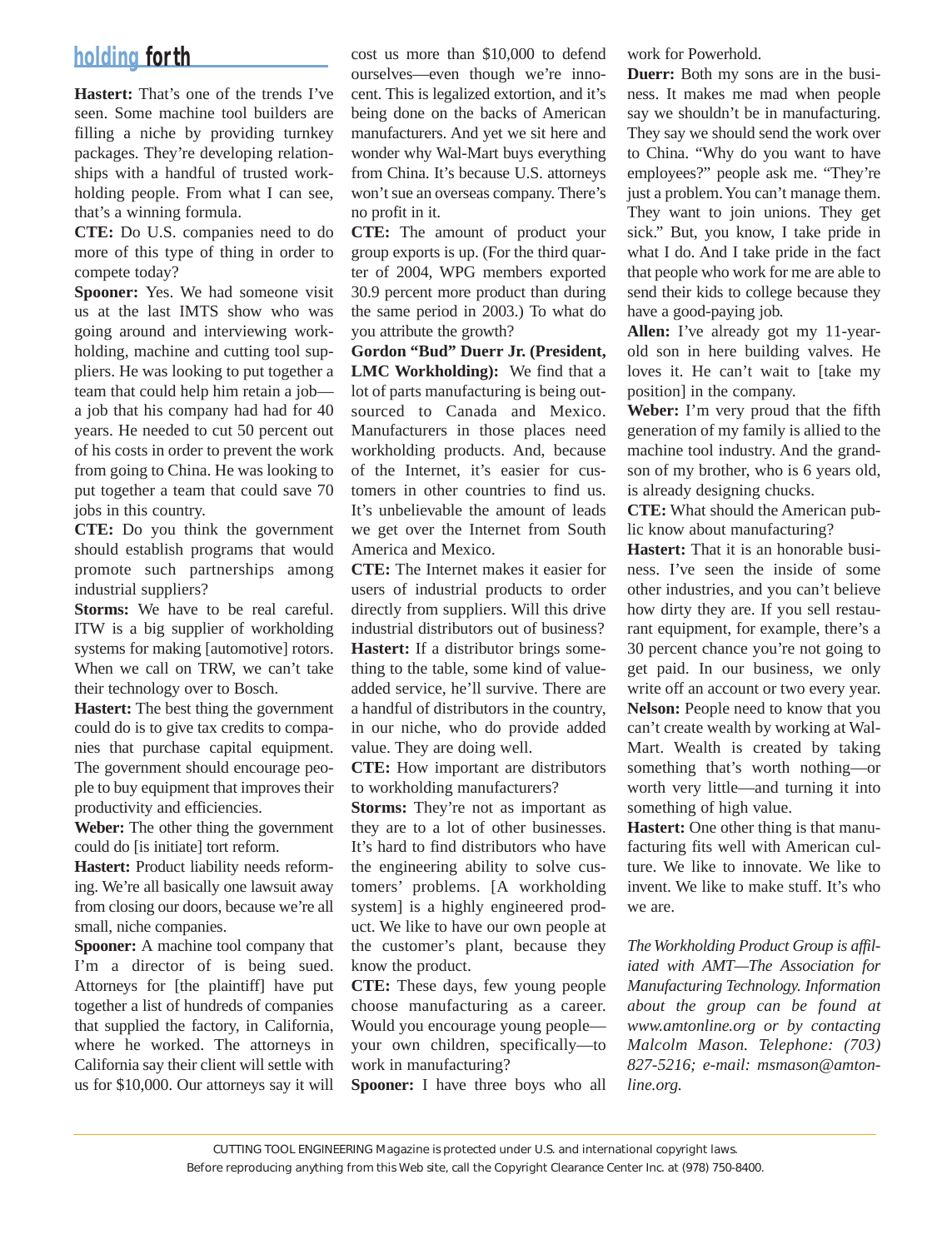**Hastert:** That's one of the trends I've seen. Some machine tool builders are filling a niche by providing turnkey packages. They're developing relationships with a handful of trusted workholding people. From what I can see, that's a winning formula.

**CTE:** Do U.S. companies need to do more of this type of thing in order to compete today?

**Spooner:** Yes. We had someone visit us at the last IMTS show who was going around and interviewing workholding, machine and cutting tool suppliers. He was looking to put together a team that could help him retain a job—a job that his company had had for 40 years. He needed to cut 50 percent out of his costs in order to prevent the work from going to China. He was looking to put together a team that could save 70 jobs in this country.

**CTE:** Do you think the government should establish programs that would promote such partnerships among industrial suppliers?

**Storms:** We have to be real careful. ITW is a big supplier of workholding systems for making [automotive] rotors. When we call on TRW, we can't take their technology over to Bosch.

**Hastert:** The best thing the government could do is to give tax credits to companies that purchase capital equipment. The government should encourage people to buy equipment that improves their productivity and efficiencies.

**Weber:** The other thing the government could do [is initiate] tort reform.

**Hastert:** Product liability needs reforming. We're all basically one lawsuit away from closing our doors, because we're all small, niche companies.

**Spooner:** A machine tool company that I'm a director of is being sued. Attorneys for [the plaintiff] have put together a list of hundreds of companies that supplied the factory, in California, where he worked. The attorneys in California say their client will settle with us for $10,000. Our attorneys say it will cost us more than $10,000 to defend ourselves—even though we're innocent. This is legalized extortion, and it's being done on the backs of American manufacturers. And yet we sit here and wonder why Wal-Mart buys everything from China. It's because U.S. attorneys won't sue an overseas company. There's no profit in it.

**CTE:** The amount of product your group exports is up. (For the third quarter of 2004, WPG members exported 30.9 percent more product than during the same period in 2003.) To what do you attribute the growth?

**Gordon "Bud" Duerr Jr. (President, LMC Workholding):** We find that a lot of parts manufacturing is being outsourced to Canada and Mexico. Manufacturers in those places need workholding products. And, because of the Internet, it's easier for customers in other countries to find us. It's unbelievable the amount of leads we get over the Internet from South America and Mexico.

**CTE:** The Internet makes it easier for users of industrial products to order directly from suppliers. Will this drive industrial distributors out of business?

**Hastert:** If a distributor brings something to the table, some kind of value-added service, he'll survive. There are a handful of distributors in the country, in our niche, who do provide added value. They are doing well.

**CTE:** How important are distributors to workholding manufacturers?

**Storms:** They're not as important as they are to a lot of other businesses. It's hard to find distributors who have the engineering ability to solve customers' problems. [A workholding system] is a highly engineered product. We like to have our own people at the customer's plant, because they know the product.

**CTE:** These days, few young people choose manufacturing as a career. Would you encourage young people—your own children, specifically—to work in manufacturing?

**Spooner:** I have three boys who all work for Powerhold.

**Duerr:** Both my sons are in the business. It makes me mad when people say we shouldn't be in manufacturing. They say we should send the work over to China. "Why do you want to have employees?" people ask me. "They're just a problem. You can't manage them. They want to join unions. They get sick." But, you know, I take pride in what I do. And I take pride in the fact that people who work for me are able to send their kids to college because they have a good-paying job.

**Allen:** I've already got my 11-year-old son in here building valves. He loves it. He can't wait to [take my position] in the company.

**Weber:** I'm very proud that the fifth generation of my family is allied to the machine tool industry. And the grandson of my brother, who is 6 years old, is already designing chucks.

**CTE:** What should the American public know about manufacturing?

**Hastert:** That it is an honorable business. I've seen the inside of some other industries, and you can't believe how dirty they are. If you sell restaurant equipment, for example, there's a 30 percent chance you're not going to get paid. In our business, we only write off an account or two every year.

**Nelson:** People need to know that you can't create wealth by working at Wal-Mart. Wealth is created by taking something that's worth nothing—or worth very little—and turning it into something of high value.

**Hastert:** One other thing is that manufacturing fits well with American culture. We like to innovate. We like to invent. We like to make stuff. It's who we are.

*The Workholding Product Group is affiliated with AMT—The Association for Manufacturing Technology. Information about the group can be found at www.amtonline.org or by contacting Malcolm Mason. Telephone: (703) 827-5216; e-mail: msmason@amtonline.org.*

CUTTING TOOL ENGINEERING Magazine is protected under U.S. and international copyright laws.
Before reproducing anything from this Web site, call the Copyright Clearance Center Inc. at (978) 750-8400.